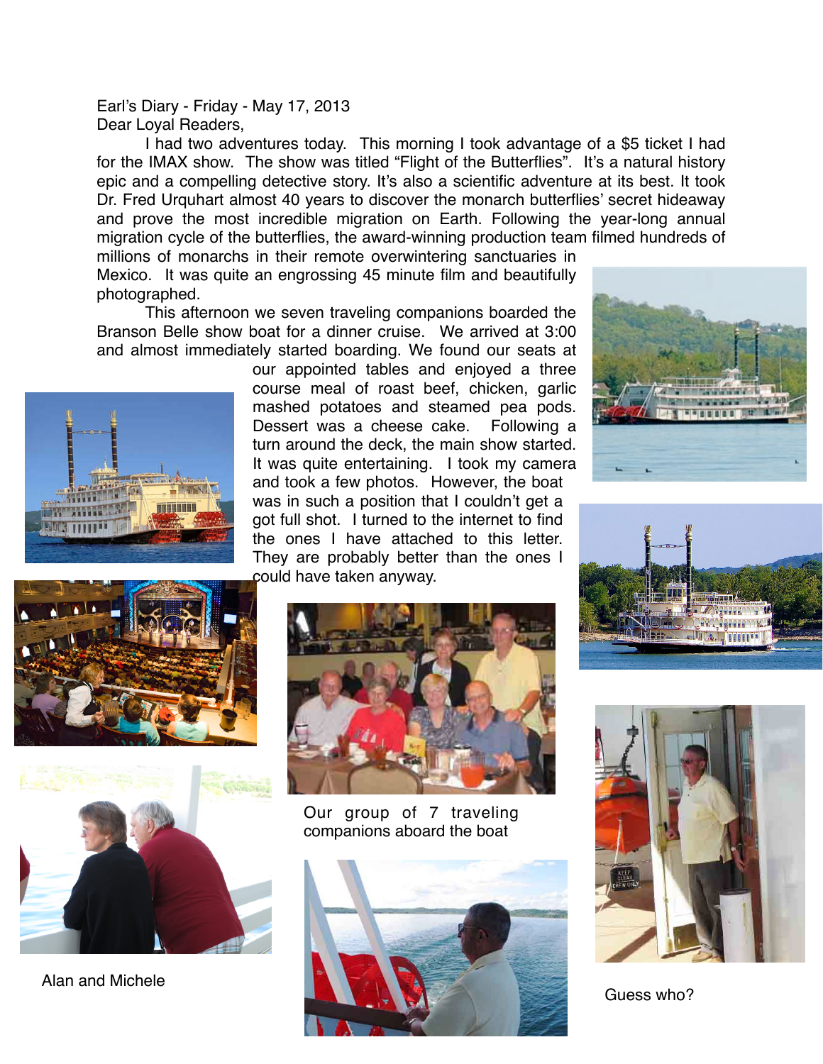Earl's Diary - Friday - May 17, 2013

Dear Loyal Readers,

I had two adventures today. This morning I took advantage of a $5 ticket I had for the IMAX show. The show was titled "Flight of the Butterflies". It's a natural history epic and a compelling detective story. It's also a scientific adventure at its best. It took Dr. Fred Urquhart almost 40 years to discover the monarch butterflies' secret hideaway and prove the most incredible migration on Earth. Following the year-long annual migration cycle of the butterflies, the award-winning production team filmed hundreds of millions of monarchs in their remote overwintering sanctuaries in Mexico. It was quite an engrossing 45 minute film and beautifully photographed.

This afternoon we seven traveling companions boarded the Branson Belle show boat for a dinner cruise. We arrived at 3:00 and almost immediately started boarding. We found our seats at our appointed tables and enjoyed a three course meal of roast beef, chicken, garlic mashed potatoes and steamed pea pods. Dessert was a cheese cake. Following a turn around the deck, the main show started. It was quite entertaining. I took my camera and took a few photos. However, the boat was in such a position that I couldn't get a got full shot. I turned to the internet to find the ones I have attached to this letter. They are probably better than the ones I could have taken anyway.

Our group of 7 traveling companions aboard the boat

Alan and Michele

Guess who?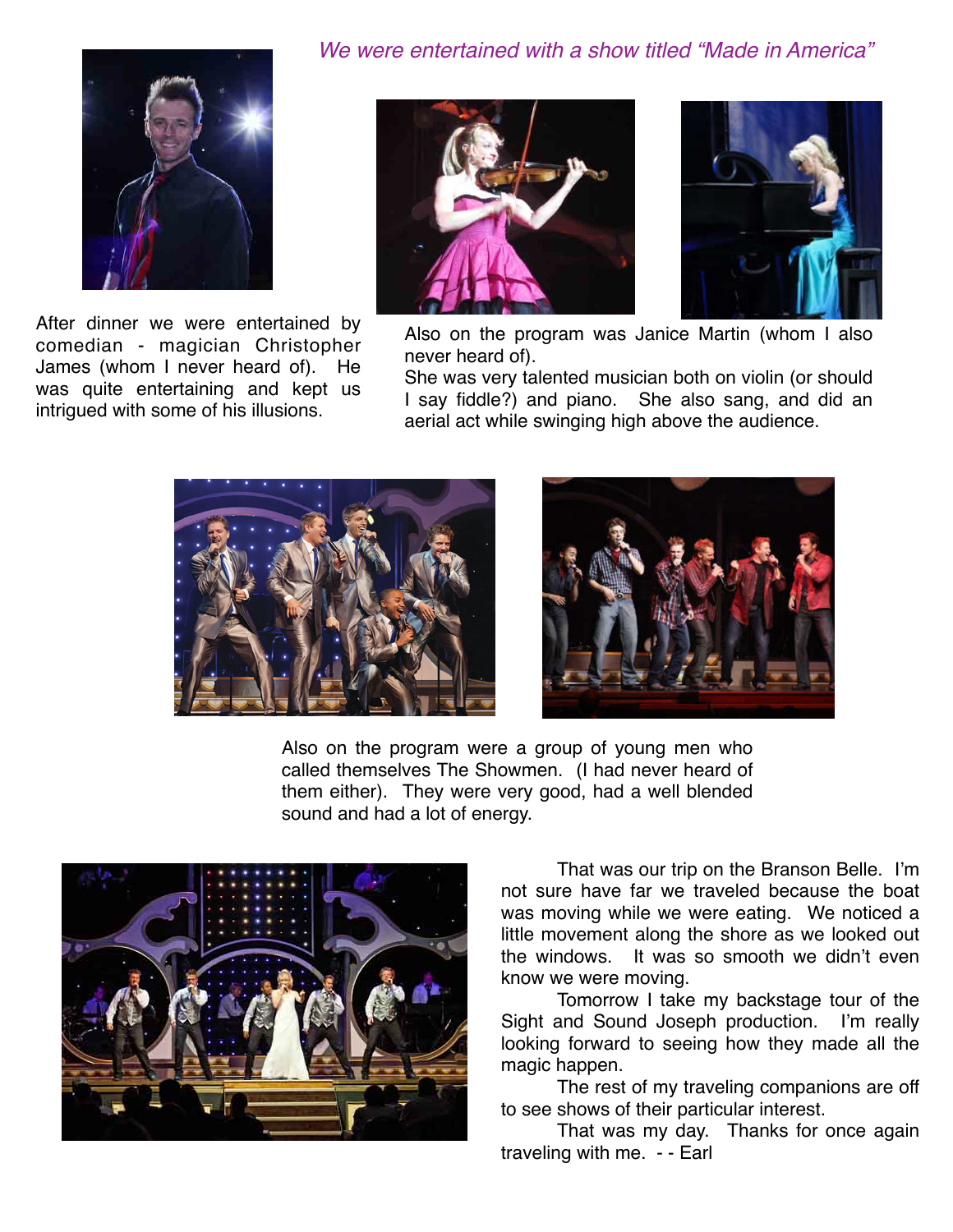*We were entertained with a show titled "Made in America"*

After dinner we were entertained by comedian - magician Christopher James (whom I never heard of). He was quite entertaining and kept us intrigued with some of his illusions.

Also on the program was Janice Martin (whom I also never heard of).
She was very talented musician both on violin (or should I say fiddle?) and piano. She also sang, and did an aerial act while swinging high above the audience.

Also on the program were a group of young men who called themselves The Showmen. (I had never heard of them either). They were very good, had a well blended sound and had a lot of energy.

That was our trip on the Branson Belle. I'm not sure have far we traveled because the boat was moving while we were eating. We noticed a little movement along the shore as we looked out the windows. It was so smooth we didn't even know we were moving.

Tomorrow I take my backstage tour of the Sight and Sound Joseph production. I'm really looking forward to seeing how they made all the magic happen.

The rest of my traveling companions are off to see shows of their particular interest.

That was my day. Thanks for once again traveling with me. - - Earl